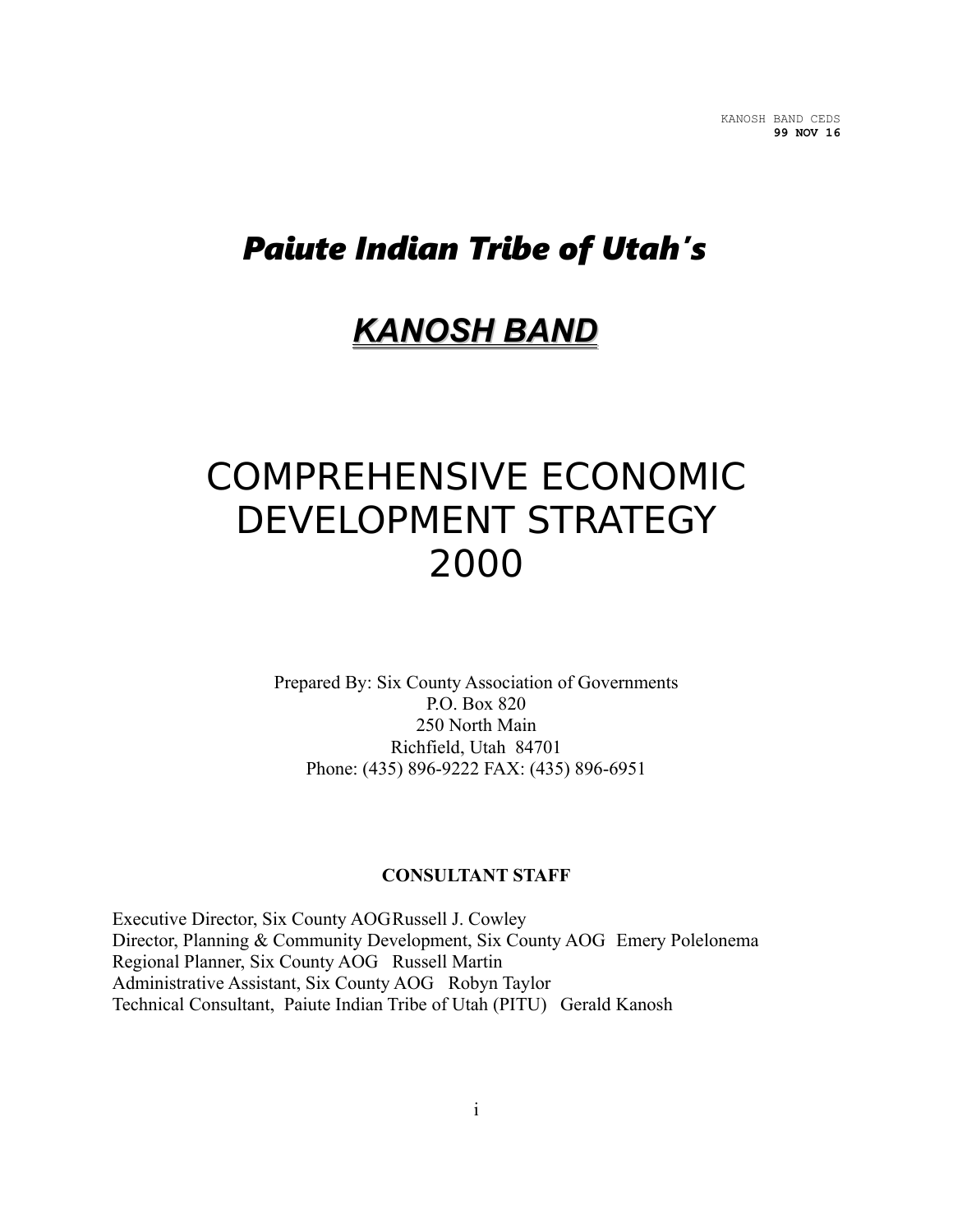KANOSH BAND CEDS
**99 NOV 16**

# *Paiute Indian Tribe of Utah's*

# ***KANOSH BAND***

# COMPREHENSIVE ECONOMIC DEVELOPMENT STRATEGY 2000

Prepared By: Six County Association of Governments
P.O. Box 820
250 North Main
Richfield, Utah 84701
Phone: (435) 896-9222 FAX: (435) 896-6951

**CONSULTANT STAFF**

Executive Director, Six County AOG Russell J. Cowley
Director, Planning & Community Development, Six County AOG Emery Polelonema
Regional Planner, Six County AOG Russell Martin
Administrative Assistant, Six County AOG Robyn Taylor
Technical Consultant, Paiute Indian Tribe of Utah (PITU) Gerald Kanosh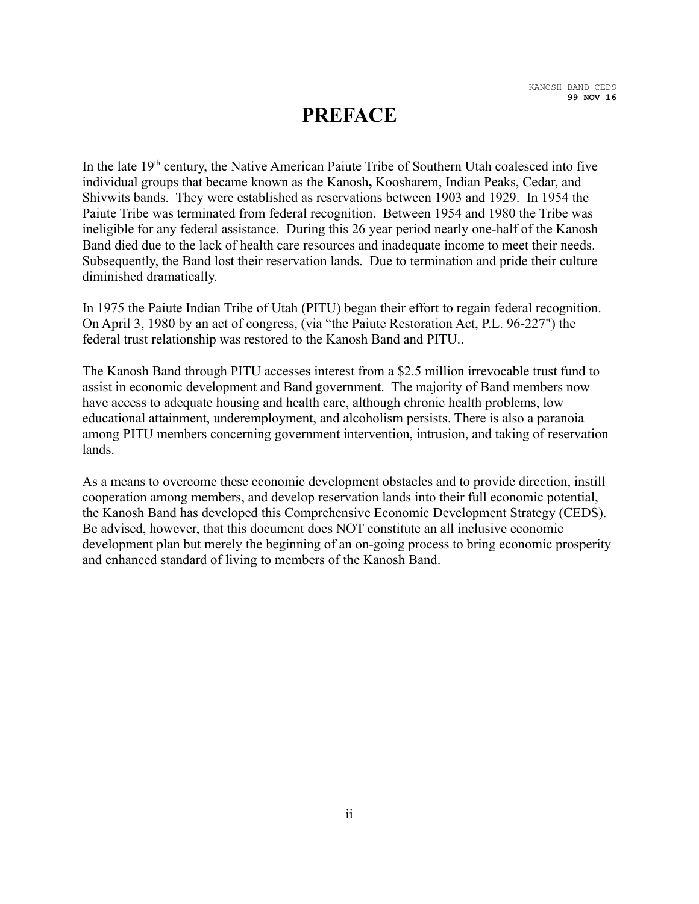# PREFACE

In the late 19th century, the Native American Paiute Tribe of Southern Utah coalesced into five individual groups that became known as the Kanosh**,** Koosharem, Indian Peaks, Cedar, and Shivwits bands. They were established as reservations between 1903 and 1929. In 1954 the Paiute Tribe was terminated from federal recognition. Between 1954 and 1980 the Tribe was ineligible for any federal assistance. During this 26 year period nearly one-half of the Kanosh Band died due to the lack of health care resources and inadequate income to meet their needs. Subsequently, the Band lost their reservation lands. Due to termination and pride their culture diminished dramatically.

In 1975 the Paiute Indian Tribe of Utah (PITU) began their effort to regain federal recognition. On April 3, 1980 by an act of congress, (via "the Paiute Restoration Act, P.L. 96-227") the federal trust relationship was restored to the Kanosh Band and PITU..

The Kanosh Band through PITU accesses interest from a $2.5 million irrevocable trust fund to assist in economic development and Band government. The majority of Band members now have access to adequate housing and health care, although chronic health problems, low educational attainment, underemployment, and alcoholism persists. There is also a paranoia among PITU members concerning government intervention, intrusion, and taking of reservation lands.

As a means to overcome these economic development obstacles and to provide direction, instill cooperation among members, and develop reservation lands into their full economic potential, the Kanosh Band has developed this Comprehensive Economic Development Strategy (CEDS). Be advised, however, that this document does NOT constitute an all inclusive economic development plan but merely the beginning of an on-going process to bring economic prosperity and enhanced standard of living to members of the Kanosh Band.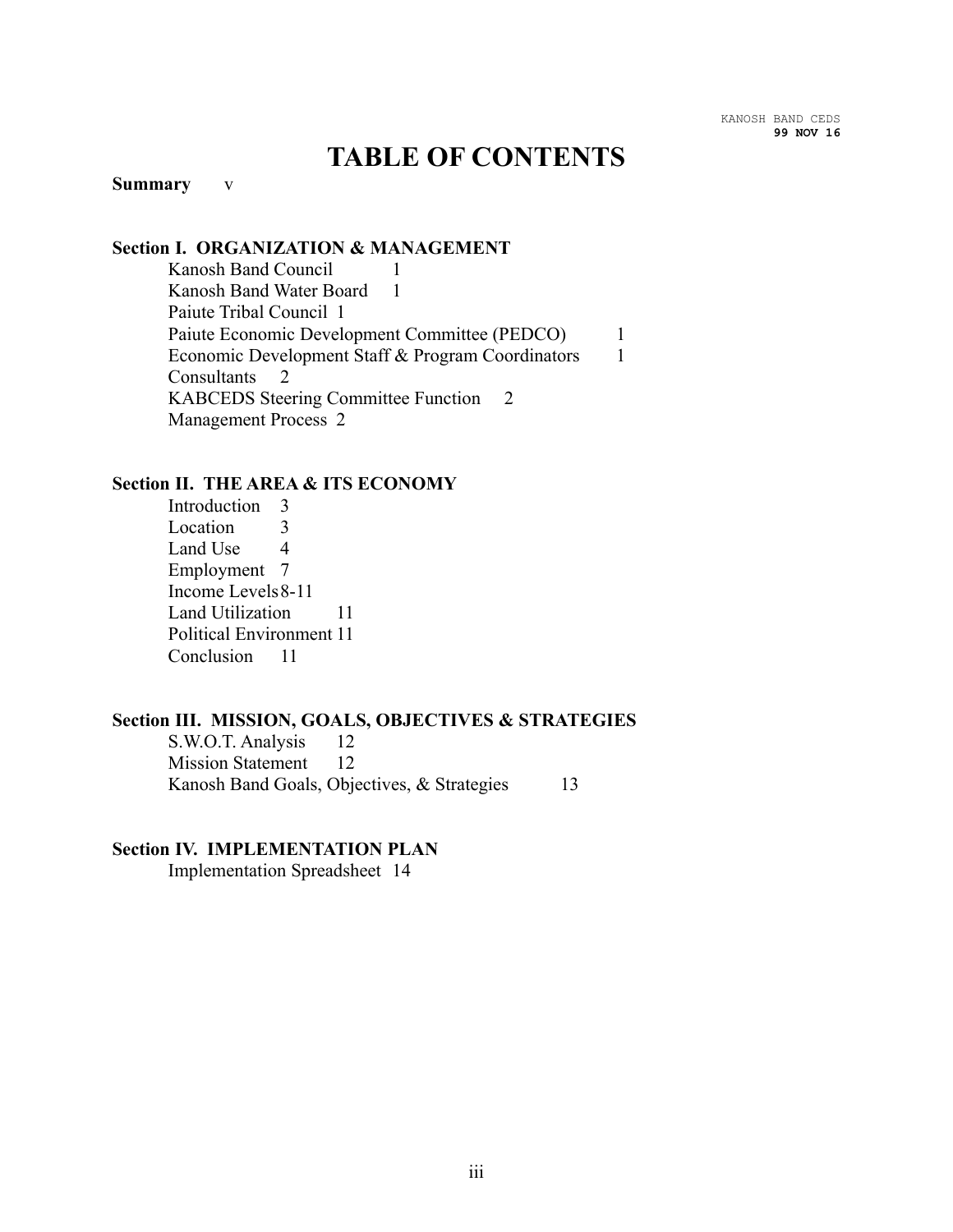# TABLE OF CONTENTS

**Summary** v

**Section I. ORGANIZATION & MANAGEMENT**

- Kanosh Band Council 1
- Kanosh Band Water Board 1
- Paiute Tribal Council 1
- Paiute Economic Development Committee (PEDCO) 1
- Economic Development Staff & Program Coordinators 1
- Consultants 2
- KABCEDS Steering Committee Function 2
- Management Process 2

**Section II. THE AREA & ITS ECONOMY**

- Introduction 3
- Location 3
- Land Use 4
- Employment 7
- Income Levels 8-11
- Land Utilization 11
- Political Environment 11
- Conclusion 11

**Section III. MISSION, GOALS, OBJECTIVES & STRATEGIES**

- S.W.O.T. Analysis 12
- Mission Statement 12
- Kanosh Band Goals, Objectives, & Strategies 13

**Section IV. IMPLEMENTATION PLAN**

- Implementation Spreadsheet 14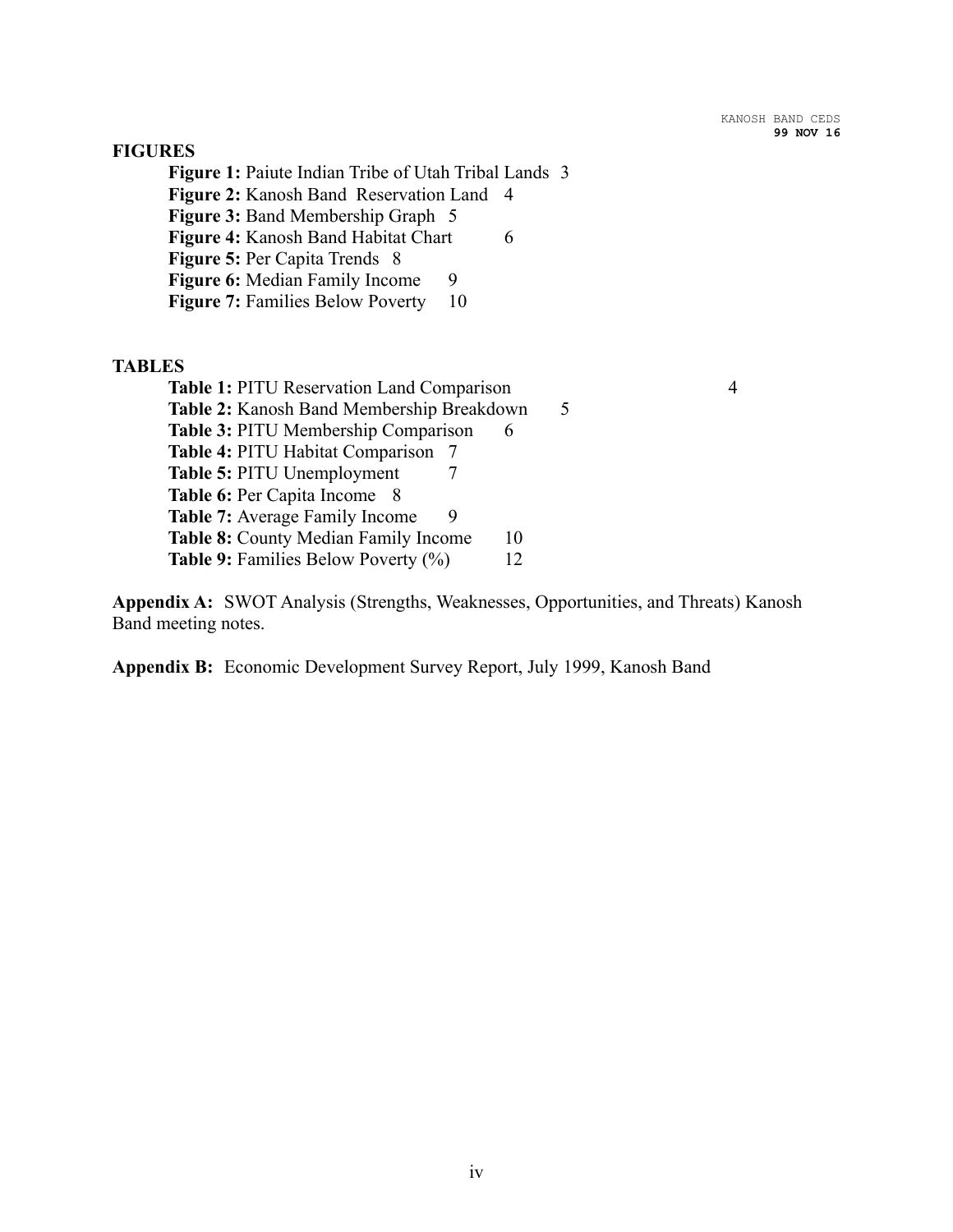## FIGURES

**Figure 1:** Paiute Indian Tribe of Utah Tribal Lands 3
**Figure 2:** Kanosh Band Reservation Land 4
**Figure 3:** Band Membership Graph 5
**Figure 4:** Kanosh Band Habitat Chart 6
**Figure 5:** Per Capita Trends 8
**Figure 6:** Median Family Income 9
**Figure 7:** Families Below Poverty 10

## TABLES

**Table 1:** PITU Reservation Land Comparison 4
**Table 2:** Kanosh Band Membership Breakdown 5
**Table 3:** PITU Membership Comparison 6
**Table 4:** PITU Habitat Comparison 7
**Table 5:** PITU Unemployment 7
**Table 6:** Per Capita Income 8
**Table 7:** Average Family Income 9
**Table 8:** County Median Family Income 10
**Table 9:** Families Below Poverty (%) 12

**Appendix A:** SWOT Analysis (Strengths, Weaknesses, Opportunities, and Threats) Kanosh Band meeting notes.

**Appendix B:** Economic Development Survey Report, July 1999, Kanosh Band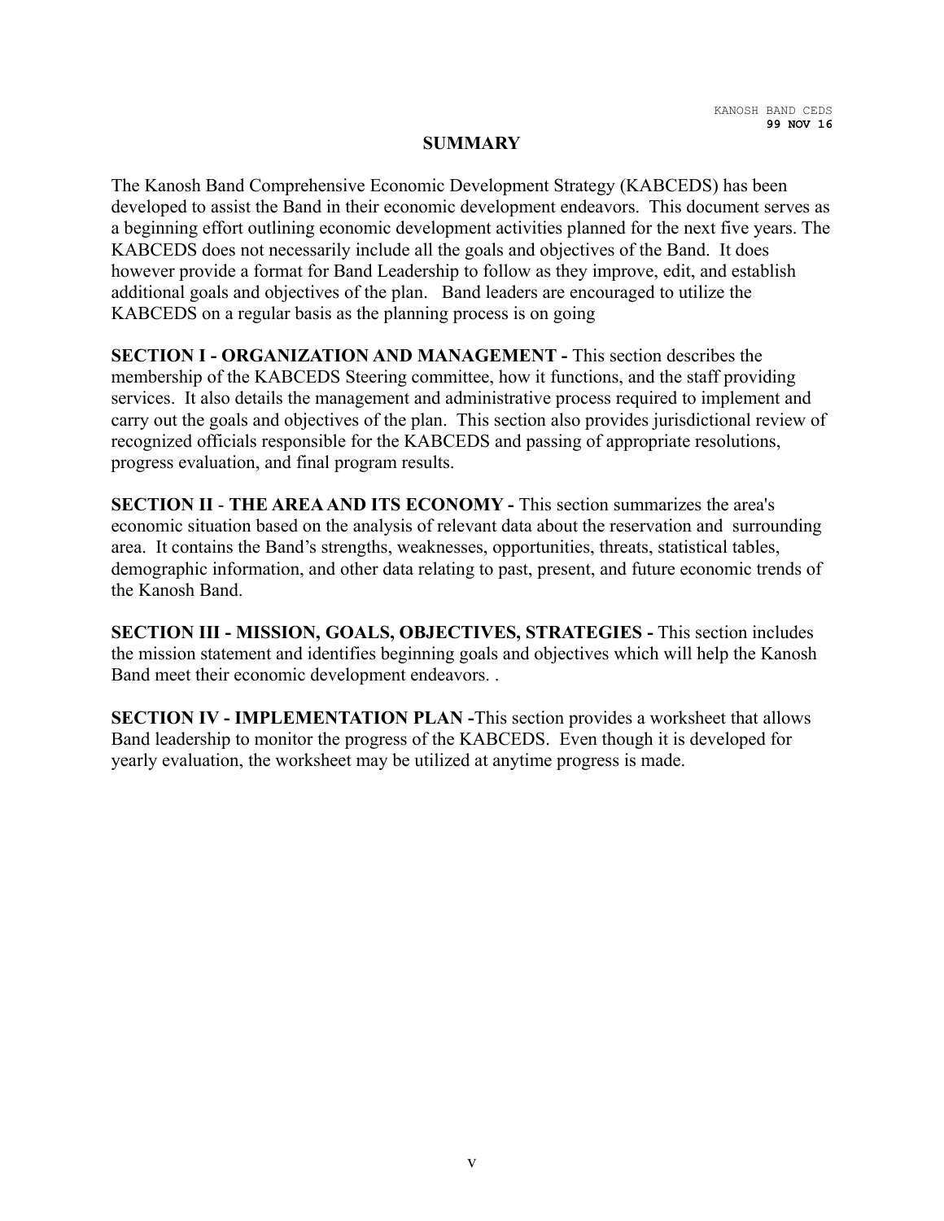# SUMMARY

The Kanosh Band Comprehensive Economic Development Strategy (KABCEDS) has been developed to assist the Band in their economic development endeavors. This document serves as a beginning effort outlining economic development activities planned for the next five years. The KABCEDS does not necessarily include all the goals and objectives of the Band. It does however provide a format for Band Leadership to follow as they improve, edit, and establish additional goals and objectives of the plan. Band leaders are encouraged to utilize the KABCEDS on a regular basis as the planning process is on going

**SECTION I - ORGANIZATION AND MANAGEMENT -** This section describes the membership of the KABCEDS Steering committee, how it functions, and the staff providing services. It also details the management and administrative process required to implement and carry out the goals and objectives of the plan. This section also provides jurisdictional review of recognized officials responsible for the KABCEDS and passing of appropriate resolutions, progress evaluation, and final program results.

**SECTION II** - **THE AREA AND ITS ECONOMY -** This section summarizes the area's economic situation based on the analysis of relevant data about the reservation and surrounding area. It contains the Band's strengths, weaknesses, opportunities, threats, statistical tables, demographic information, and other data relating to past, present, and future economic trends of the Kanosh Band.

**SECTION III - MISSION, GOALS, OBJECTIVES, STRATEGIES -** This section includes the mission statement and identifies beginning goals and objectives which will help the Kanosh Band meet their economic development endeavors. .

**SECTION IV - IMPLEMENTATION PLAN -**This section provides a worksheet that allows Band leadership to monitor the progress of the KABCEDS. Even though it is developed for yearly evaluation, the worksheet may be utilized at anytime progress is made.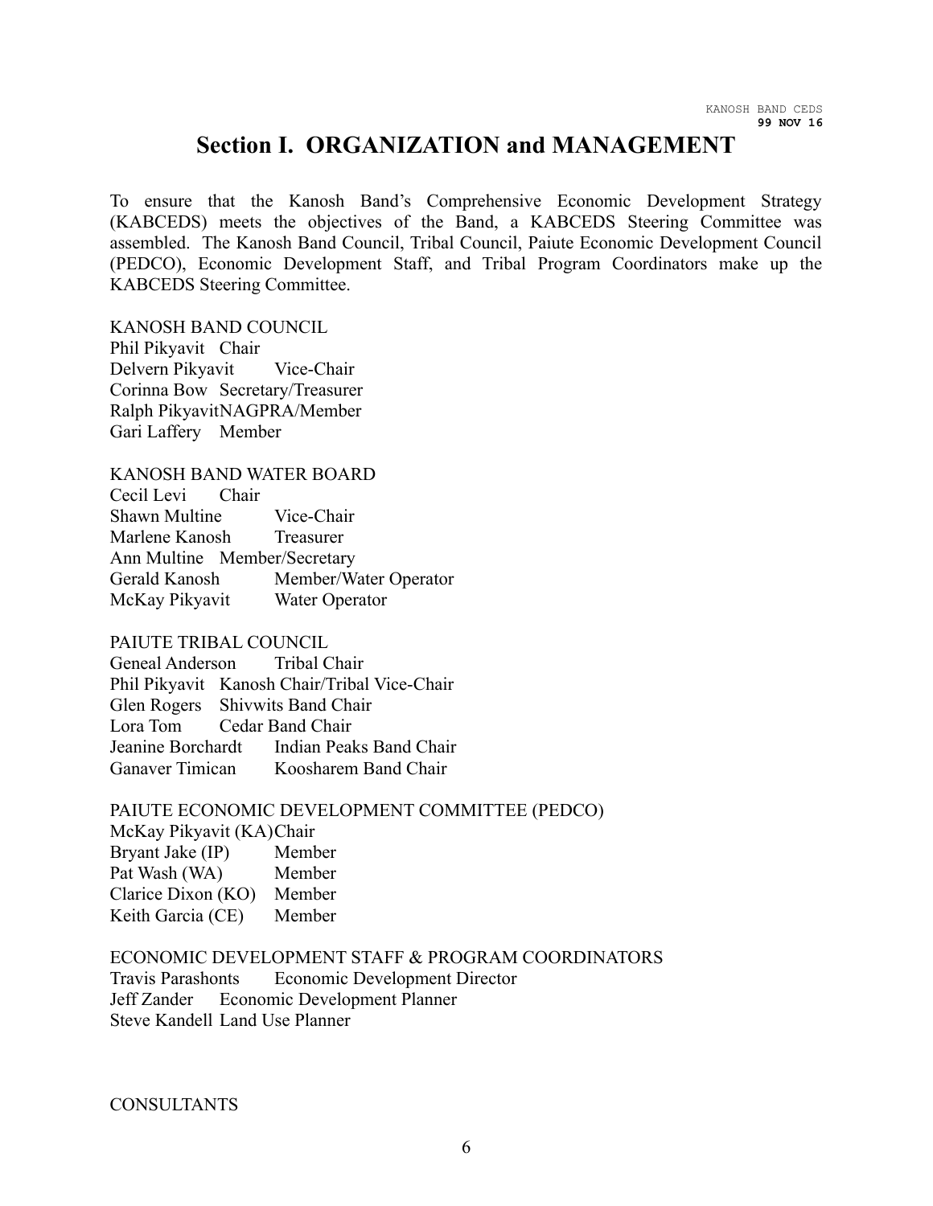# Section I. ORGANIZATION and MANAGEMENT

To ensure that the Kanosh Band's Comprehensive Economic Development Strategy (KABCEDS) meets the objectives of the Band, a KABCEDS Steering Committee was assembled. The Kanosh Band Council, Tribal Council, Paiute Economic Development Council (PEDCO), Economic Development Staff, and Tribal Program Coordinators make up the KABCEDS Steering Committee.

KANOSH BAND COUNCIL
Phil Pikyavit Chair
Delvern Pikyavit Vice-Chair
Corinna Bow Secretary/Treasurer
Ralph Pikyavit NAGPRA/Member
Gari Laffery Member

KANOSH BAND WATER BOARD
Cecil Levi Chair
Shawn Multine Vice-Chair
Marlene Kanosh Treasurer
Ann Multine Member/Secretary
Gerald Kanosh Member/Water Operator
McKay Pikyavit Water Operator

PAIUTE TRIBAL COUNCIL
Geneal Anderson Tribal Chair
Phil Pikyavit Kanosh Chair/Tribal Vice-Chair
Glen Rogers Shivwits Band Chair
Lora Tom Cedar Band Chair
Jeanine Borchardt Indian Peaks Band Chair
Ganaver Timican Koosharem Band Chair

PAIUTE ECONOMIC DEVELOPMENT COMMITTEE (PEDCO)
McKay Pikyavit (KA) Chair
Bryant Jake (IP) Member
Pat Wash (WA) Member
Clarice Dixon (KO) Member
Keith Garcia (CE) Member

ECONOMIC DEVELOPMENT STAFF & PROGRAM COORDINATORS
Travis Parashonts Economic Development Director
Jeff Zander Economic Development Planner
Steve Kandell Land Use Planner

CONSULTANTS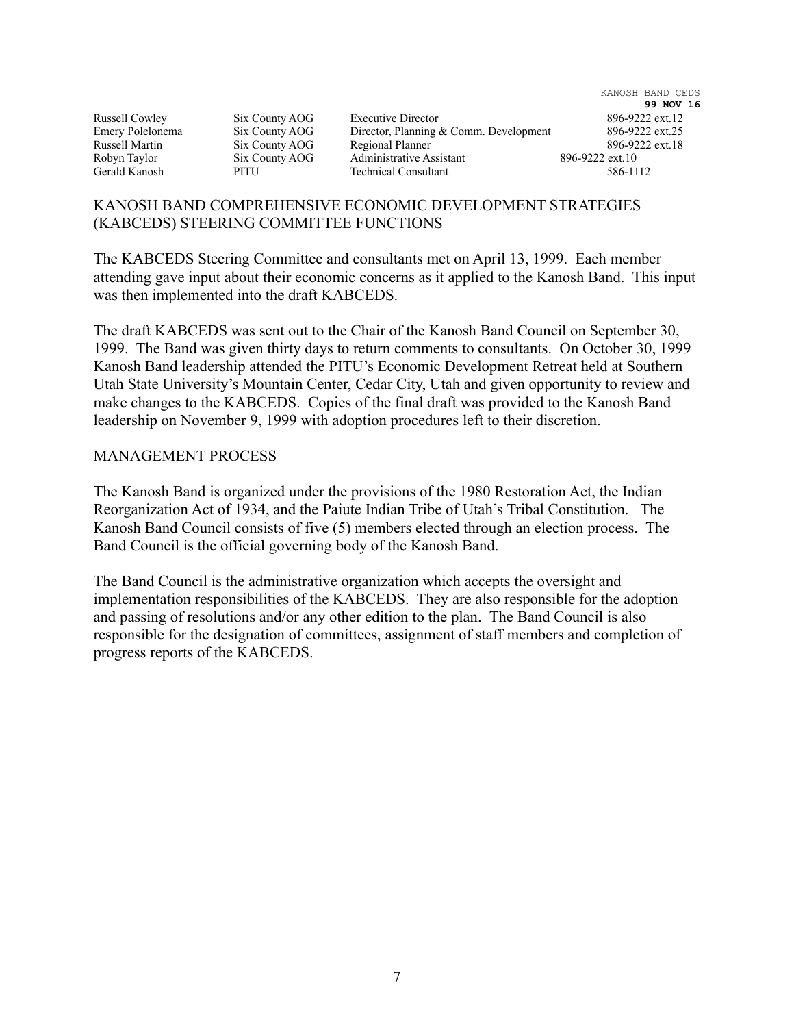| | | | |
|---|---|---|---|
| Russell Cowley | Six County AOG | Executive Director | 896-9222 ext.12 |
| Emery Polelonema | Six County AOG | Director, Planning & Comm. Development | 896-9222 ext.25 |
| Russell Martin | Six County AOG | Regional Planner | 896-9222 ext.18 |
| Robyn Taylor | Six County AOG | Administrative Assistant | 896-9222 ext.10 |
| Gerald Kanosh | PITU | Technical Consultant | 586-1112 |

## KANOSH BAND COMPREHENSIVE ECONOMIC DEVELOPMENT STRATEGIES (KABCEDS) STEERING COMMITTEE FUNCTIONS

The KABCEDS Steering Committee and consultants met on April 13, 1999. Each member attending gave input about their economic concerns as it applied to the Kanosh Band. This input was then implemented into the draft KABCEDS.

The draft KABCEDS was sent out to the Chair of the Kanosh Band Council on September 30, 1999. The Band was given thirty days to return comments to consultants. On October 30, 1999 Kanosh Band leadership attended the PITU's Economic Development Retreat held at Southern Utah State University's Mountain Center, Cedar City, Utah and given opportunity to review and make changes to the KABCEDS. Copies of the final draft was provided to the Kanosh Band leadership on November 9, 1999 with adoption procedures left to their discretion.

## MANAGEMENT PROCESS

The Kanosh Band is organized under the provisions of the 1980 Restoration Act, the Indian Reorganization Act of 1934, and the Paiute Indian Tribe of Utah's Tribal Constitution. The Kanosh Band Council consists of five (5) members elected through an election process. The Band Council is the official governing body of the Kanosh Band.

The Band Council is the administrative organization which accepts the oversight and implementation responsibilities of the KABCEDS. They are also responsible for the adoption and passing of resolutions and/or any other edition to the plan. The Band Council is also responsible for the designation of committees, assignment of staff members and completion of progress reports of the KABCEDS.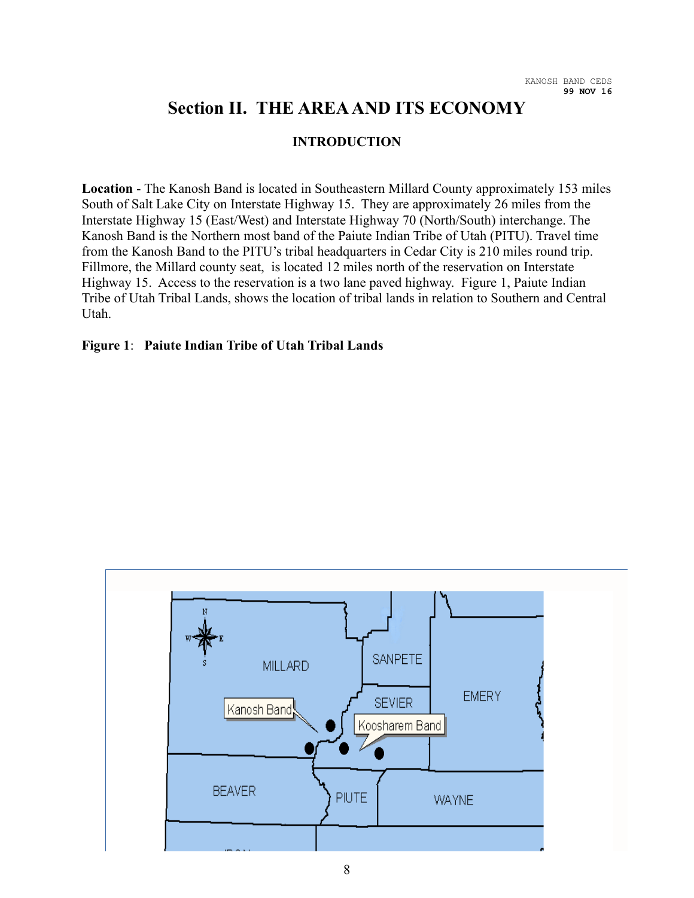# Section II. THE AREA AND ITS ECONOMY

## INTRODUCTION

**Location** - The Kanosh Band is located in Southeastern Millard County approximately 153 miles South of Salt Lake City on Interstate Highway 15. They are approximately 26 miles from the Interstate Highway 15 (East/West) and Interstate Highway 70 (North/South) interchange. The Kanosh Band is the Northern most band of the Paiute Indian Tribe of Utah (PITU). Travel time from the Kanosh Band to the PITU's tribal headquarters in Cedar City is 210 miles round trip. Fillmore, the Millard county seat, is located 12 miles north of the reservation on Interstate Highway 15. Access to the reservation is a two lane paved highway. Figure 1, Paiute Indian Tribe of Utah Tribal Lands, shows the location of tribal lands in relation to Southern and Central Utah.

**Figure 1**: **Paiute Indian Tribe of Utah Tribal Lands**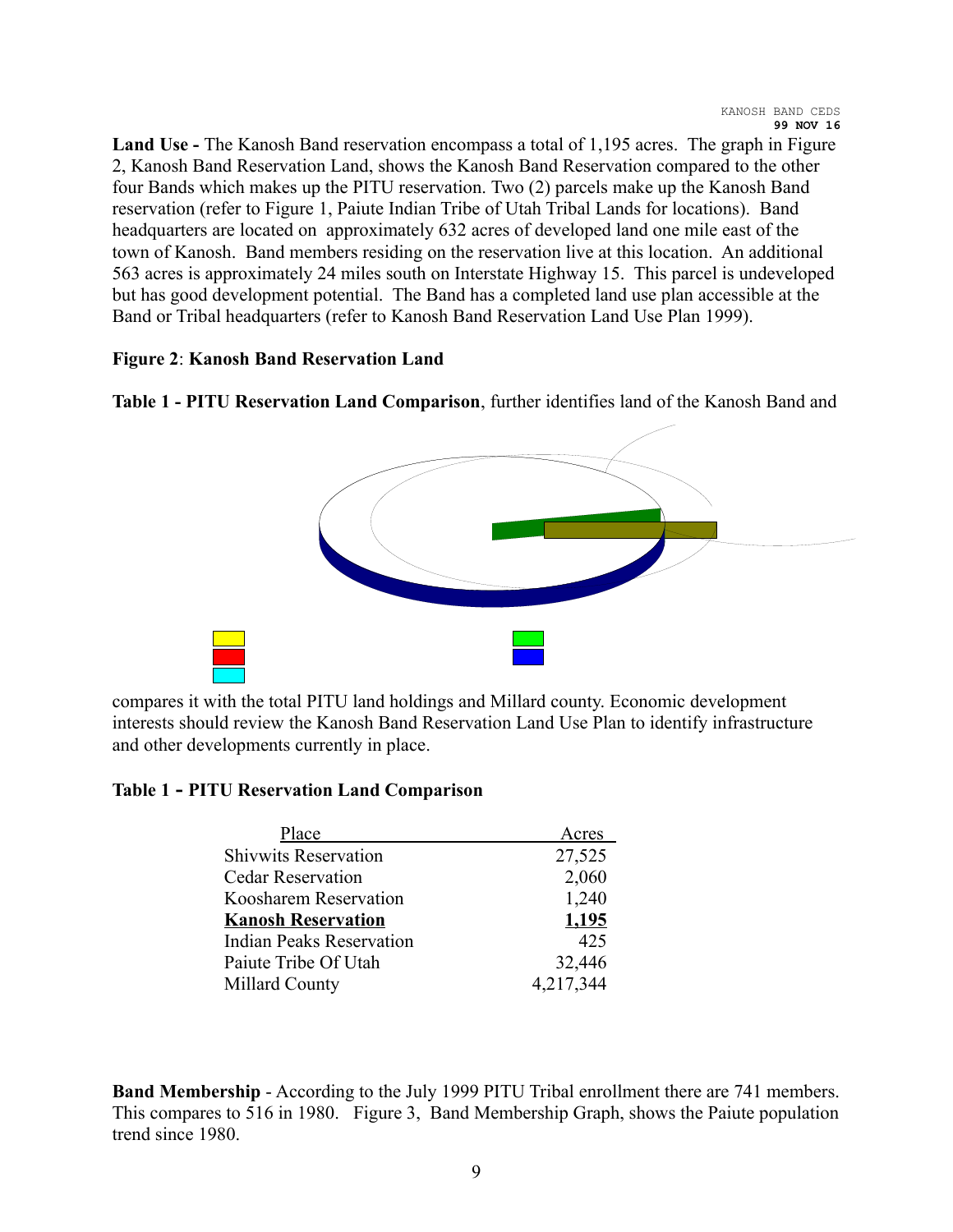**Land Use -** The Kanosh Band reservation encompass a total of 1,195 acres. The graph in Figure 2, Kanosh Band Reservation Land, shows the Kanosh Band Reservation compared to the other four Bands which makes up the PITU reservation. Two (2) parcels make up the Kanosh Band reservation (refer to Figure 1, Paiute Indian Tribe of Utah Tribal Lands for locations). Band headquarters are located on approximately 632 acres of developed land one mile east of the town of Kanosh. Band members residing on the reservation live at this location. An additional 563 acres is approximately 24 miles south on Interstate Highway 15. This parcel is undeveloped but has good development potential. The Band has a completed land use plan accessible at the Band or Tribal headquarters (refer to Kanosh Band Reservation Land Use Plan 1999).

**Figure 2**: **Kanosh Band Reservation Land**

**Table 1 - PITU Reservation Land Comparison**, further identifies land of the Kanosh Band and compares it with the total PITU land holdings and Millard county. Economic development interests should review the Kanosh Band Reservation Land Use Plan to identify infrastructure and other developments currently in place.

**Table 1 - PITU Reservation Land Comparison**

| Place | Acres |
|---|---:|
| Shivwits Reservation | 27,525 |
| Cedar Reservation | 2,060 |
| Koosharem Reservation | 1,240 |
| **Kanosh Reservation** | **1,195** |
| Indian Peaks Reservation | 425 |
| Paiute Tribe Of Utah | 32,446 |
| Millard County | 4,217,344 |

**Band Membership** - According to the July 1999 PITU Tribal enrollment there are 741 members. This compares to 516 in 1980. Figure 3, Band Membership Graph, shows the Paiute population trend since 1980.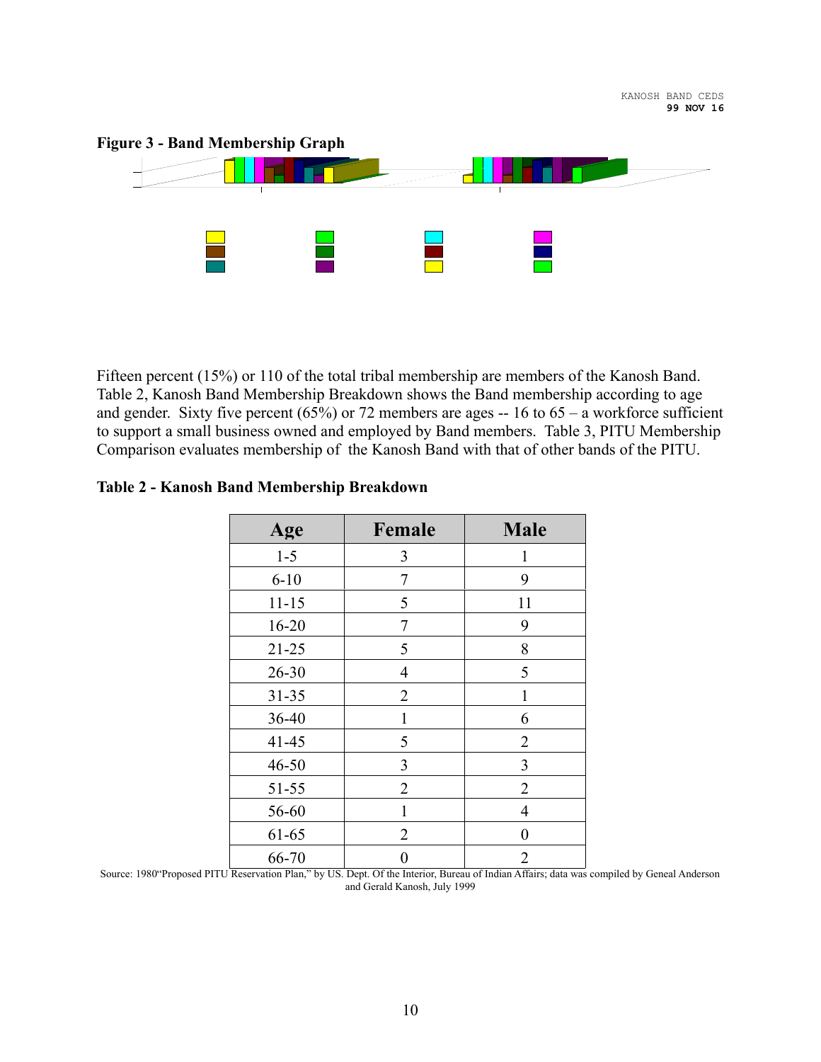**Figure 3 - Band Membership Graph**

Fifteen percent (15%) or 110 of the total tribal membership are members of the Kanosh Band. Table 2, Kanosh Band Membership Breakdown shows the Band membership according to age and gender. Sixty five percent (65%) or 72 members are ages -- 16 to 65 – a workforce sufficient to support a small business owned and employed by Band members. Table 3, PITU Membership Comparison evaluates membership of the Kanosh Band with that of other bands of the PITU.

**Table 2 - Kanosh Band Membership Breakdown**

| Age | Female | Male |
|---|---|---|
| 1-5 | 3 | 1 |
| 6-10 | 7 | 9 |
| 11-15 | 5 | 11 |
| 16-20 | 7 | 9 |
| 21-25 | 5 | 8 |
| 26-30 | 4 | 5 |
| 31-35 | 2 | 1 |
| 36-40 | 1 | 6 |
| 41-45 | 5 | 2 |
| 46-50 | 3 | 3 |
| 51-55 | 2 | 2 |
| 56-60 | 1 | 4 |
| 61-65 | 2 | 0 |
| 66-70 | 0 | 2 |

Source: 1980"Proposed PITU Reservation Plan," by US. Dept. Of the Interior, Bureau of Indian Affairs; data was compiled by Geneal Anderson and Gerald Kanosh, July 1999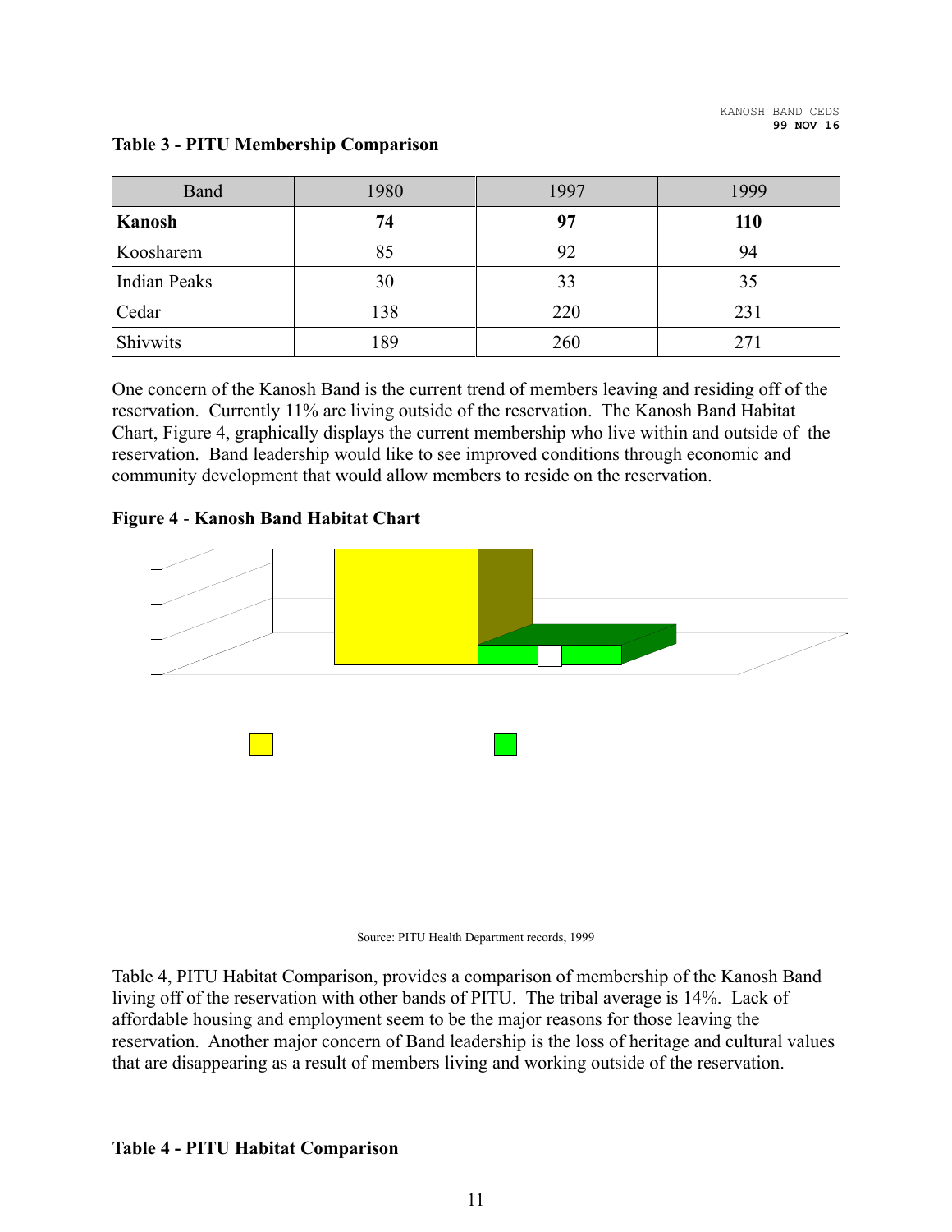**Table 3 - PITU Membership Comparison**

| Band | 1980 | 1997 | 1999 |
|---|---|---|---|
| **Kanosh** | **74** | **97** | **110** |
| Koosharem | 85 | 92 | 94 |
| Indian Peaks | 30 | 33 | 35 |
| Cedar | 138 | 220 | 231 |
| Shivwits | 189 | 260 | 271 |

One concern of the Kanosh Band is the current trend of members leaving and residing off of the reservation. Currently 11% are living outside of the reservation. The Kanosh Band Habitat Chart, Figure 4, graphically displays the current membership who live within and outside of the reservation. Band leadership would like to see improved conditions through economic and community development that would allow members to reside on the reservation.

**Figure 4 - Kanosh Band Habitat Chart**

Source: PITU Health Department records, 1999

Table 4, PITU Habitat Comparison, provides a comparison of membership of the Kanosh Band living off of the reservation with other bands of PITU. The tribal average is 14%. Lack of affordable housing and employment seem to be the major reasons for those leaving the reservation. Another major concern of Band leadership is the loss of heritage and cultural values that are disappearing as a result of members living and working outside of the reservation.

**Table 4 - PITU Habitat Comparison**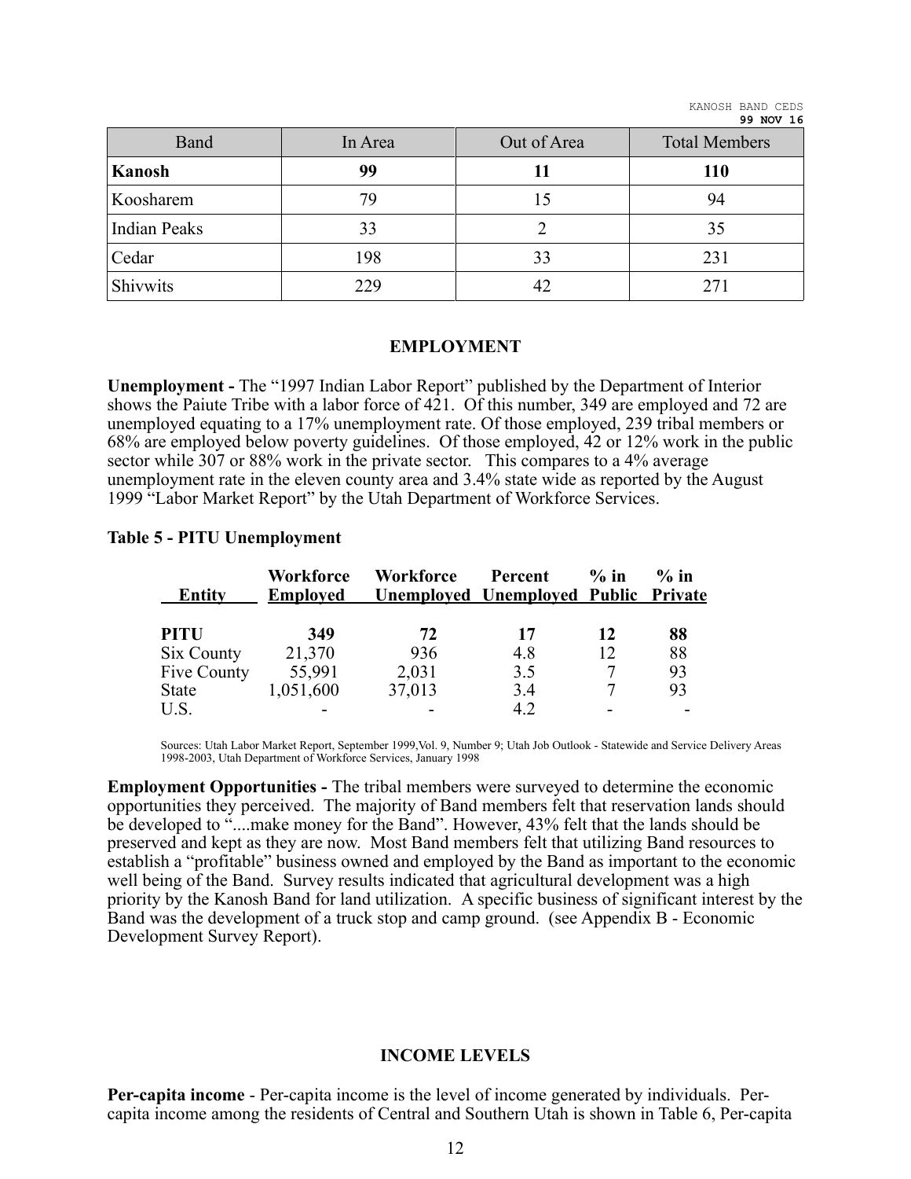| Band | In Area | Out of Area | Total Members |
|---|---|---|---|
| **Kanosh** | **99** | **11** | **110** |
| Koosharem | 79 | 15 | 94 |
| Indian Peaks | 33 | 2 | 35 |
| Cedar | 198 | 33 | 231 |
| Shivwits | 229 | 42 | 271 |

## EMPLOYMENT

**Unemployment -** The "1997 Indian Labor Report" published by the Department of Interior shows the Paiute Tribe with a labor force of 421. Of this number, 349 are employed and 72 are unemployed equating to a 17% unemployment rate. Of those employed, 239 tribal members or 68% are employed below poverty guidelines. Of those employed, 42 or 12% work in the public sector while 307 or 88% work in the private sector. This compares to a 4% average unemployment rate in the eleven county area and 3.4% state wide as reported by the August 1999 "Labor Market Report" by the Utah Department of Workforce Services.

**Table 5 - PITU Unemployment**

| Entity | Workforce Employed | Workforce Unemployed | Percent Unemployed | % in Public | % in Private |
|---|---|---|---|---|---|
| **PITU** | **349** | **72** | **17** | **12** | **88** |
| Six County | 21,370 | 936 | 4.8 | 12 | 88 |
| Five County | 55,991 | 2,031 | 3.5 | 7 | 93 |
| State | 1,051,600 | 37,013 | 3.4 | 7 | 93 |
| U.S. | - | - | 4.2 | - | - |

Sources: Utah Labor Market Report, September 1999,Vol. 9, Number 9; Utah Job Outlook - Statewide and Service Delivery Areas 1998-2003, Utah Department of Workforce Services, January 1998

**Employment Opportunities -** The tribal members were surveyed to determine the economic opportunities they perceived. The majority of Band members felt that reservation lands should be developed to "....make money for the Band". However, 43% felt that the lands should be preserved and kept as they are now. Most Band members felt that utilizing Band resources to establish a "profitable" business owned and employed by the Band as important to the economic well being of the Band. Survey results indicated that agricultural development was a high priority by the Kanosh Band for land utilization. A specific business of significant interest by the Band was the development of a truck stop and camp ground. (see Appendix B - Economic Development Survey Report).

## INCOME LEVELS

**Per-capita income** - Per-capita income is the level of income generated by individuals. Per-capita income among the residents of Central and Southern Utah is shown in Table 6, Per-capita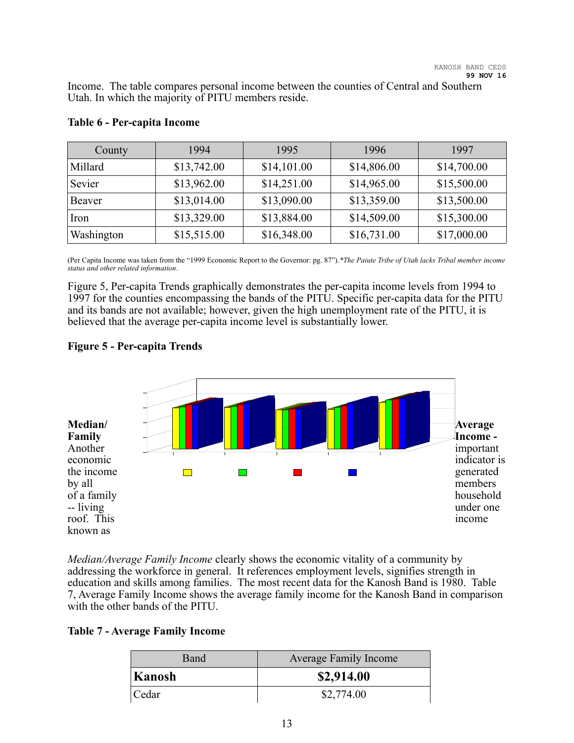Income. The table compares personal income between the counties of Central and Southern Utah. In which the majority of PITU members reside.

**Table 6 - Per-capita Income**

| County | 1994 | 1995 | 1996 | 1997 |
|---|---|---|---|---|
| Millard | $13,742.00 | $14,101.00 | $14,806.00 | $14,700.00 |
| Sevier | $13,962.00 | $14,251.00 | $14,965.00 | $15,500.00 |
| Beaver | $13,014.00 | $13,090.00 | $13,359.00 | $13,500.00 |
| Iron | $13,329.00 | $13,884.00 | $14,509.00 | $15,300.00 |
| Washington | $15,515.00 | $16,348.00 | $16,731.00 | $17,000.00 |

(Per Capita Income was taken from the "1999 Economic Report to the Governor: pg. 87").*The Paiute Tribe of Utah lacks Tribal member income status and other related information*.

Figure 5, Per-capita Trends graphically demonstrates the per-capita income levels from 1994 to 1997 for the counties encompassing the bands of the PITU. Specific per-capita data for the PITU and its bands are not available; however, given the high unemployment rate of the PITU, it is believed that the average per-capita income level is substantially lower.

**Figure 5 - Per-capita Trends**

**Median/Average Family Income** - Another important economic indicator is the income generated by all members of a family household -- living under one roof. This income known as *Median/Average Family Income* clearly shows the economic vitality of a community by addressing the workforce in general. It references employment levels, signifies strength in education and skills among families. The most recent data for the Kanosh Band is 1980. Table 7, Average Family Income shows the average family income for the Kanosh Band in comparison with the other bands of the PITU.

**Table 7 - Average Family Income**

| Band | Average Family Income |
|---|---|
| **Kanosh** | **$2,914.00** |
| Cedar | $2,774.00 |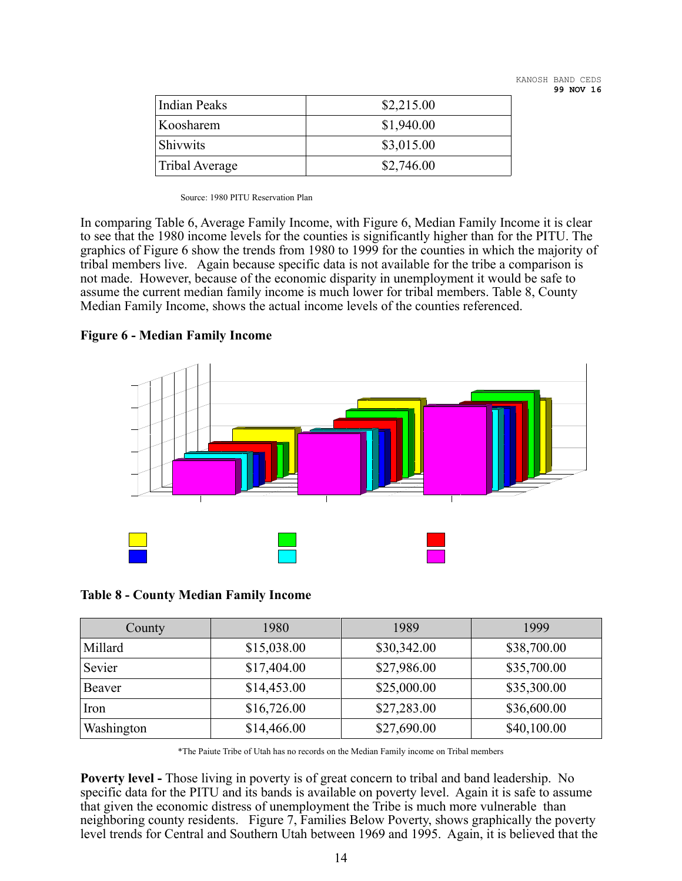| Indian Peaks | $2,215.00 |
|---|---|
| Koosharem | $1,940.00 |
| Shivwits | $3,015.00 |
| Tribal Average | $2,746.00 |

Source: 1980 PITU Reservation Plan

In comparing Table 6, Average Family Income, with Figure 6, Median Family Income it is clear to see that the 1980 income levels for the counties is significantly higher than for the PITU. The graphics of Figure 6 show the trends from 1980 to 1999 for the counties in which the majority of tribal members live. Again because specific data is not available for the tribe a comparison is not made. However, because of the economic disparity in unemployment it would be safe to assume the current median family income is much lower for tribal members. Table 8, County Median Family Income, shows the actual income levels of the counties referenced.

**Figure 6 - Median Family Income**

**Table 8 - County Median Family Income**

| County | 1980 | 1989 | 1999 |
|---|---|---|---|
| Millard | $15,038.00 | $30,342.00 | $38,700.00 |
| Sevier | $17,404.00 | $27,986.00 | $35,700.00 |
| Beaver | $14,453.00 | $25,000.00 | $35,300.00 |
| Iron | $16,726.00 | $27,283.00 | $36,600.00 |
| Washington | $14,466.00 | $27,690.00 | $40,100.00 |

*The Paiute Tribe of Utah has no records on the Median Family income on Tribal members

**Poverty level -** Those living in poverty is of great concern to tribal and band leadership. No specific data for the PITU and its bands is available on poverty level. Again it is safe to assume that given the economic distress of unemployment the Tribe is much more vulnerable than neighboring county residents. Figure 7, Families Below Poverty, shows graphically the poverty level trends for Central and Southern Utah between 1969 and 1995. Again, it is believed that the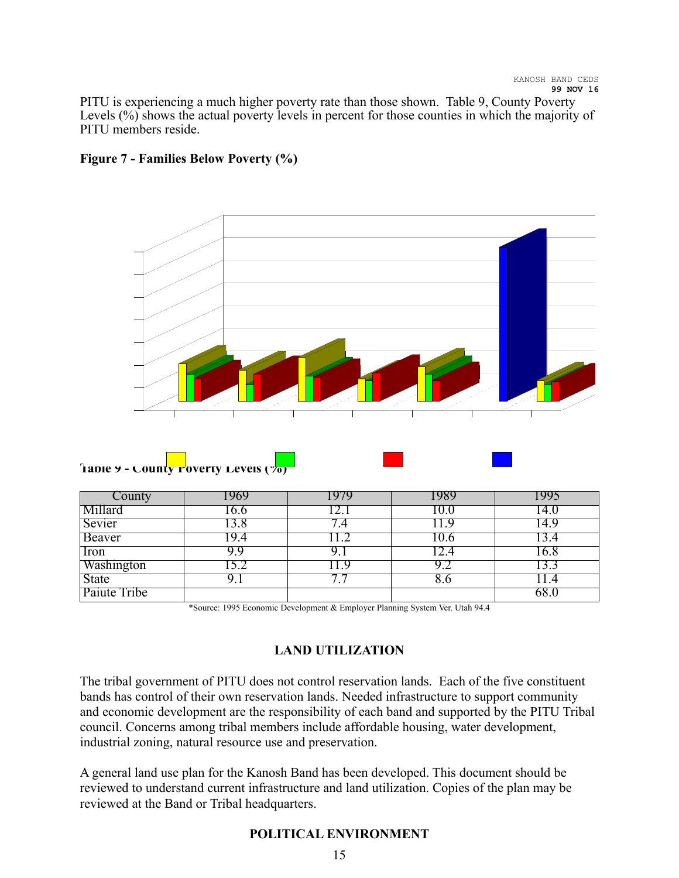PITU is experiencing a much higher poverty rate than those shown. Table 9, County Poverty Levels (%) shows the actual poverty levels in percent for those counties in which the majority of PITU members reside.

**Figure 7 - Families Below Poverty (%)**

**Table 9 - County Poverty Levels (%)**

| County | 1969 | 1979 | 1989 | 1995 |
|---|---|---|---|---|
| Millard | 16.6 | 12.1 | 10.0 | 14.0 |
| Sevier | 13.8 | 7.4 | 11.9 | 14.9 |
| Beaver | 19.4 | 11.2 | 10.6 | 13.4 |
| Iron | 9.9 | 9.1 | 12.4 | 16.8 |
| Washington | 15.2 | 11.9 | 9.2 | 13.3 |
| State | 9.1 | 7.7 | 8.6 | 11.4 |
| Paiute Tribe | | | | 68.0 |

*Source: 1995 Economic Development & Employer Planning System Ver. Utah 94.4

## LAND UTILIZATION

The tribal government of PITU does not control reservation lands. Each of the five constituent bands has control of their own reservation lands. Needed infrastructure to support community and economic development are the responsibility of each band and supported by the PITU Tribal council. Concerns among tribal members include affordable housing, water development, industrial zoning, natural resource use and preservation.

A general land use plan for the Kanosh Band has been developed. This document should be reviewed to understand current infrastructure and land utilization. Copies of the plan may be reviewed at the Band or Tribal headquarters.

## POLITICAL ENVIRONMENT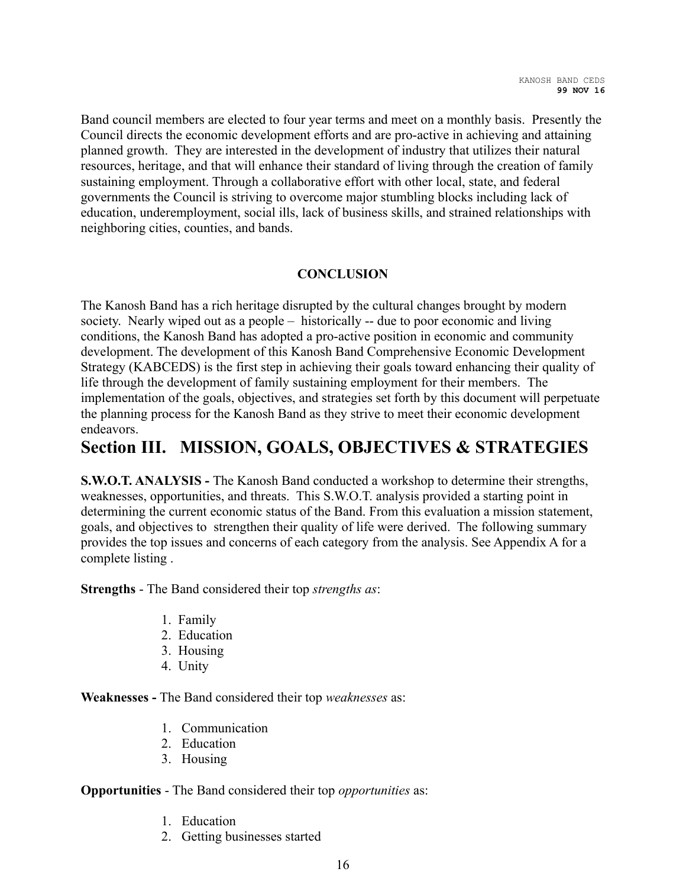Band council members are elected to four year terms and meet on a monthly basis. Presently the Council directs the economic development efforts and are pro-active in achieving and attaining planned growth. They are interested in the development of industry that utilizes their natural resources, heritage, and that will enhance their standard of living through the creation of family sustaining employment. Through a collaborative effort with other local, state, and federal governments the Council is striving to overcome major stumbling blocks including lack of education, underemployment, social ills, lack of business skills, and strained relationships with neighboring cities, counties, and bands.

### CONCLUSION

The Kanosh Band has a rich heritage disrupted by the cultural changes brought by modern society. Nearly wiped out as a people – historically -- due to poor economic and living conditions, the Kanosh Band has adopted a pro-active position in economic and community development. The development of this Kanosh Band Comprehensive Economic Development Strategy (KABCEDS) is the first step in achieving their goals toward enhancing their quality of life through the development of family sustaining employment for their members. The implementation of the goals, objectives, and strategies set forth by this document will perpetuate the planning process for the Kanosh Band as they strive to meet their economic development endeavors.

# Section III. MISSION, GOALS, OBJECTIVES & STRATEGIES

**S.W.O.T. ANALYSIS -** The Kanosh Band conducted a workshop to determine their strengths, weaknesses, opportunities, and threats. This S.W.O.T. analysis provided a starting point in determining the current economic status of the Band. From this evaluation a mission statement, goals, and objectives to strengthen their quality of life were derived. The following summary provides the top issues and concerns of each category from the analysis. See Appendix A for a complete listing .

**Strengths** - The Band considered their top *strengths as*:

1. Family
2. Education
3. Housing
4. Unity

**Weaknesses -** The Band considered their top *weaknesses* as:

1. Communication
2. Education
3. Housing

**Opportunities** - The Band considered their top *opportunities* as:

1. Education
2. Getting businesses started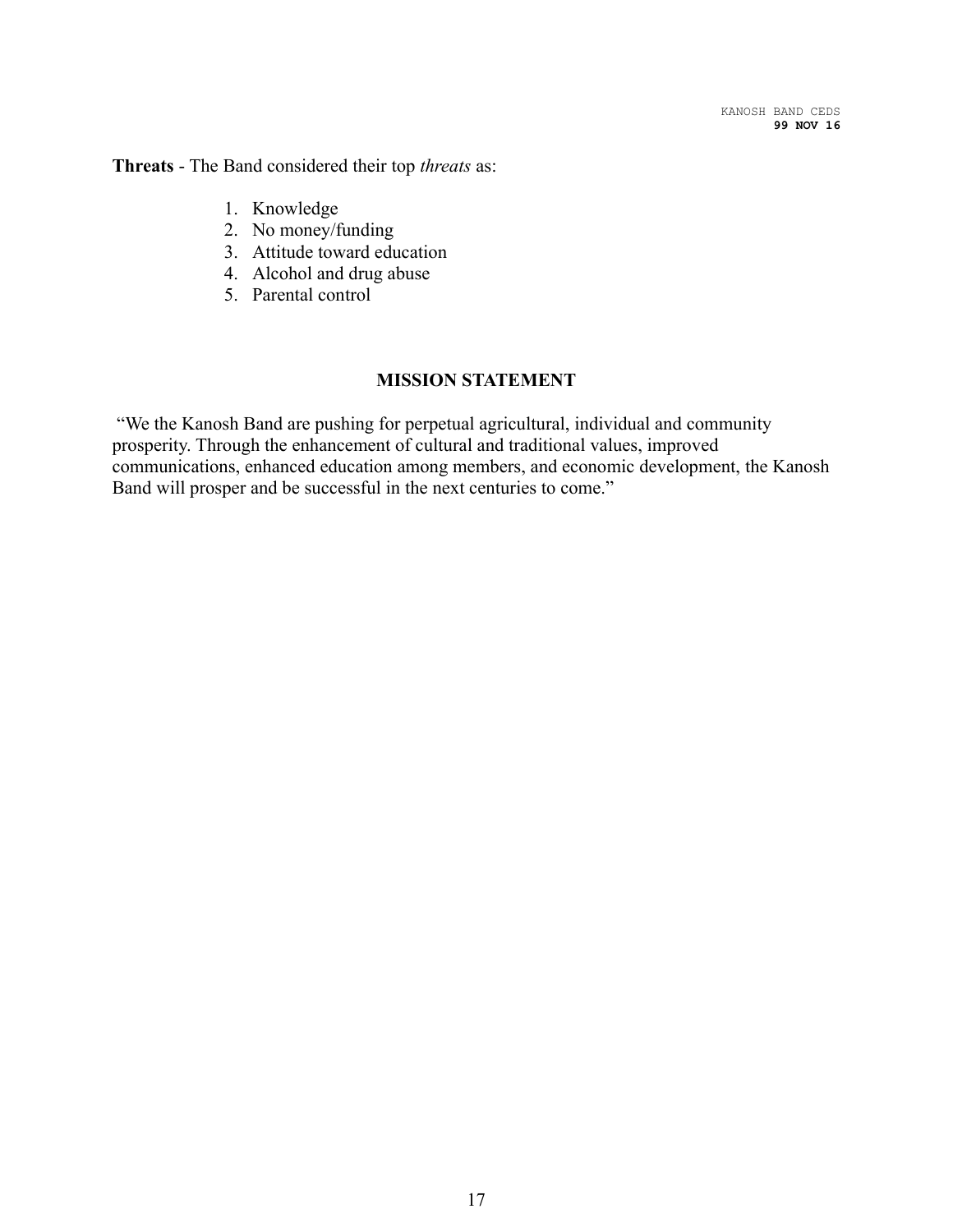**Threats** - The Band considered their top *threats* as:

1. Knowledge
2. No money/funding
3. Attitude toward education
4. Alcohol and drug abuse
5. Parental control

## MISSION STATEMENT

"We the Kanosh Band are pushing for perpetual agricultural, individual and community prosperity. Through the enhancement of cultural and traditional values, improved communications, enhanced education among members, and economic development, the Kanosh Band will prosper and be successful in the next centuries to come."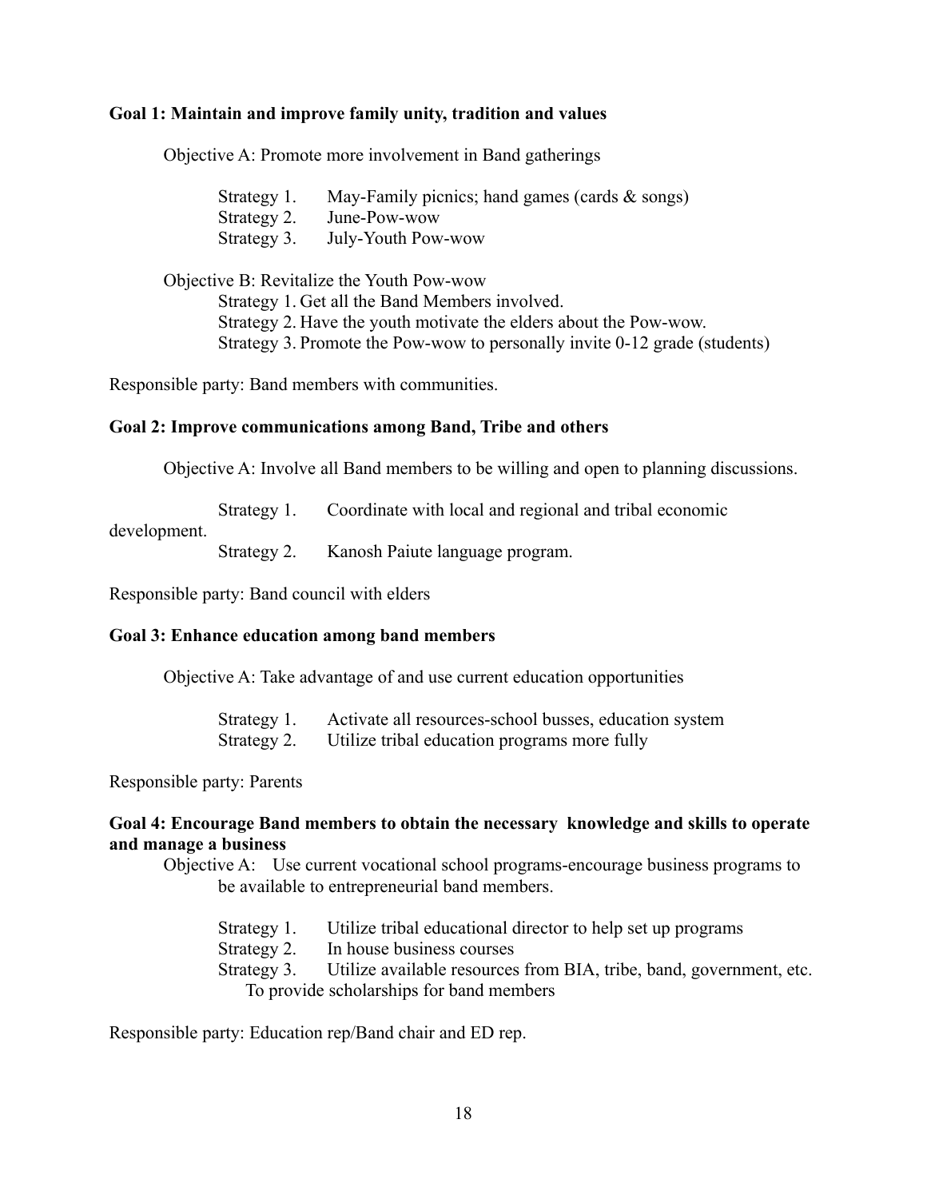**Goal 1: Maintain and improve family unity, tradition and values**

Objective A: Promote more involvement in Band gatherings

Strategy 1. May-Family picnics; hand games (cards & songs)
Strategy 2. June-Pow-wow
Strategy 3. July-Youth Pow-wow

Objective B: Revitalize the Youth Pow-wow
Strategy 1. Get all the Band Members involved.
Strategy 2. Have the youth motivate the elders about the Pow-wow.
Strategy 3. Promote the Pow-wow to personally invite 0-12 grade (students)

Responsible party: Band members with communities.

**Goal 2: Improve communications among Band, Tribe and others**

Objective A: Involve all Band members to be willing and open to planning discussions.

Strategy 1. Coordinate with local and regional and tribal economic development.
Strategy 2. Kanosh Paiute language program.

Responsible party: Band council with elders

**Goal 3: Enhance education among band members**

Objective A: Take advantage of and use current education opportunities

Strategy 1. Activate all resources-school busses, education system
Strategy 2. Utilize tribal education programs more fully

Responsible party: Parents

**Goal 4: Encourage Band members to obtain the necessary knowledge and skills to operate and manage a business**

Objective A: Use current vocational school programs-encourage business programs to be available to entrepreneurial band members.

Strategy 1. Utilize tribal educational director to help set up programs
Strategy 2. In house business courses
Strategy 3. Utilize available resources from BIA, tribe, band, government, etc. To provide scholarships for band members

Responsible party: Education rep/Band chair and ED rep.